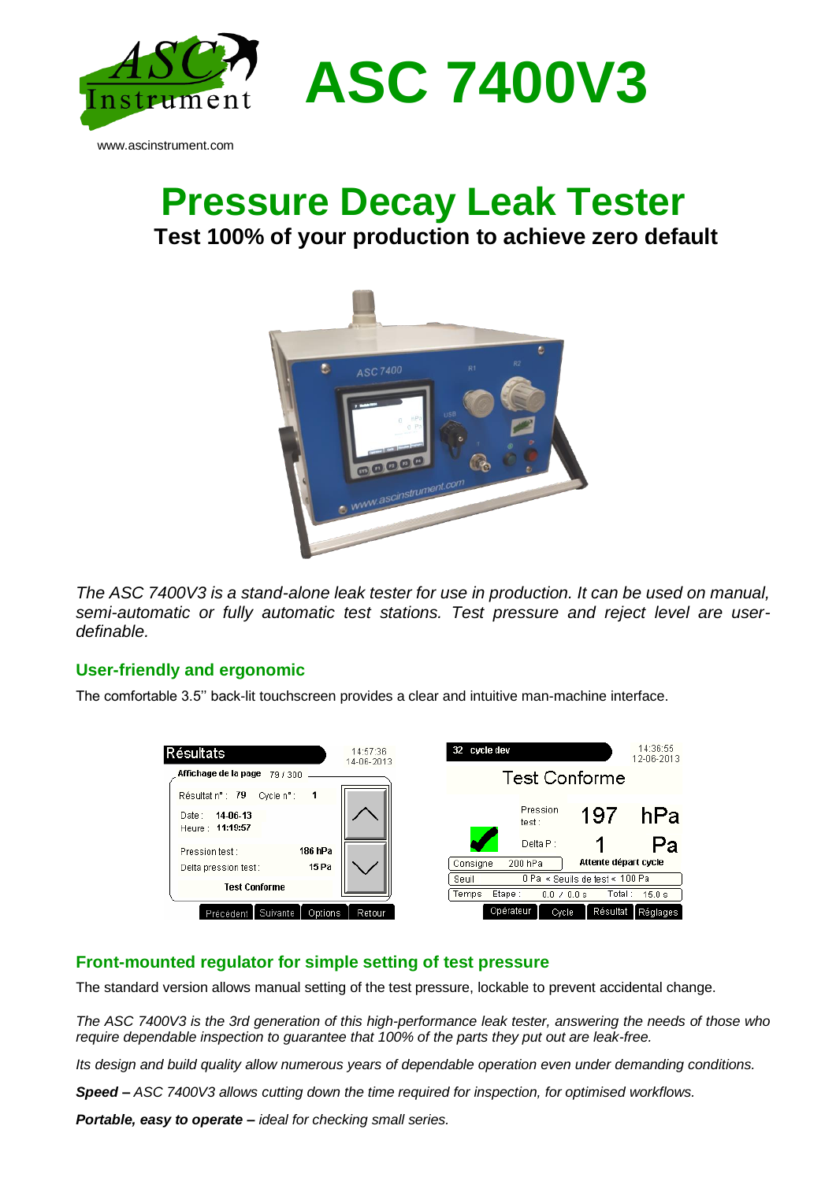# ASC 7400V3

www.ascinstrument.com

# Pressure Decay Leak Tester

**Test 100% of your production to achieve zero default**

*The ASC 7400V3 is a stand-alone leak tester for use in production. It can be used on manual, semi-automatic or fully automatic test stations. Test pressure and reject level are user-definable.*

## User-friendly and ergonomic

The comfortable 3.5'' back-lit touchscreen provides a clear and intuitive man-machine interface.

## Front-mounted regulator for simple setting of test pressure

The standard version allows manual setting of the test pressure, lockable to prevent accidental change.

*The ASC 7400V3 is the 3rd generation of this high-performance leak tester, answering the needs of those who require dependable inspection to guarantee that 100% of the parts they put out are leak-free.*

*Its design and build quality allow numerous years of dependable operation even under demanding conditions.*

***Speed –*** *ASC 7400V3 allows cutting down the time required for inspection, for optimised workflows.*

***Portable, easy to operate –*** *ideal for checking small series.*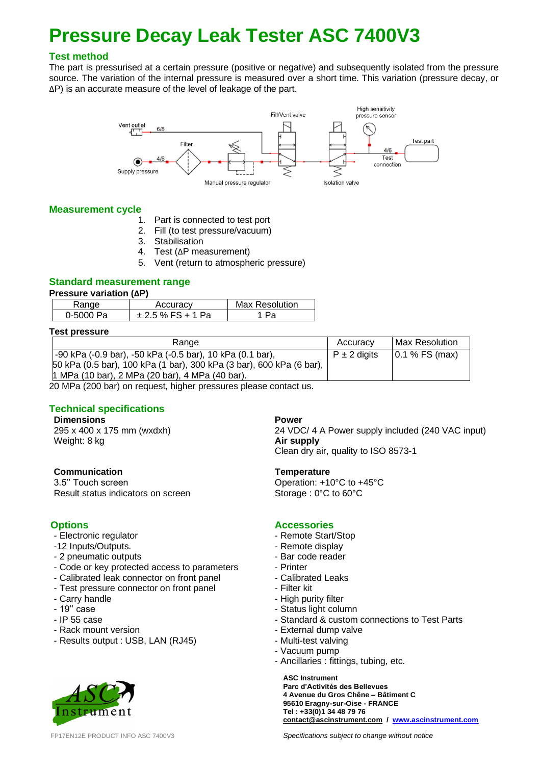# Pressure Decay Leak Tester ASC 7400V3

## Test method

The part is pressurised at a certain pressure (positive or negative) and subsequently isolated from the pressure source. The variation of the internal pressure is measured over a short time. This variation (pressure decay, or ΔP) is an accurate measure of the level of leakage of the part.

Vent outlet
6/8
Fill/Vent valve
High sensitivity pressure sensor
Test part
Filter
4/6
Supply pressure
4/6
Test connection
Manual pressure regulator
Isolation valve

## Measurement cycle

1. Part is connected to test port
2. Fill (to test pressure/vacuum)
3. Stabilisation
4. Test (ΔP measurement)
5. Vent (return to atmospheric pressure)

## Standard measurement range

**Pressure variation (ΔP)**

| Range | Accuracy | Max Resolution |
|---|---|---|
| 0-5000 Pa | ± 2.5 % FS + 1 Pa | 1 Pa |

**Test pressure**

| Range | Accuracy | Max Resolution |
|---|---|---|
| -90 kPa (-0.9 bar), -50 kPa (-0.5 bar), 10 kPa (0.1 bar), 50 kPa (0.5 bar), 100 kPa (1 bar), 300 kPa (3 bar), 600 kPa (6 bar), 1 MPa (10 bar), 2 MPa (20 bar), 4 MPa (40 bar). | P ± 2 digits | 0.1 % FS (max) |

20 MPa (200 bar) on request, higher pressures please contact us.

## Technical specifications

**Dimensions**
295 x 400 x 175 mm (wxdxh)
Weight: 8 kg

**Communication**
3.5'' Touch screen
Result status indicators on screen

**Power**
24 VDC/ 4 A Power supply included (240 VAC input)

**Air supply**
Clean dry air, quality to ISO 8573-1

**Temperature**
Operation: +10°C to +45°C
Storage : 0°C to 60°C

## Options

- Electronic regulator
- 12 Inputs/Outputs.
- 2 pneumatic outputs
- Code or key protected access to parameters
- Calibrated leak connector on front panel
- Test pressure connector on front panel
- Carry handle
- 19'' case
- IP 55 case
- Rack mount version
- Results output : USB, LAN (RJ45)

## Accessories

- Remote Start/Stop
- Remote display
- Bar code reader
- Printer
- Calibrated Leaks
- Filter kit
- High purity filter
- Status light column
- Standard & custom connections to Test Parts
- External dump valve
- Multi-test valving
- Vacuum pump
- Ancillaries : fittings, tubing, etc.

ASC Instrument

**ASC Instrument**
**Parc d'Activités des Bellevues**
**4 Avenue du Gros Chêne – Bâtiment C**
**95610 Eragny-sur-Oise - FRANCE**
**Tel : +33(0)1 34 48 79 76**
**contact@ascinstrument.com / www.ascinstrument.com**

FP17EN12E PRODUCT INFO ASC 7400V3

*Specifications subject to change without notice*